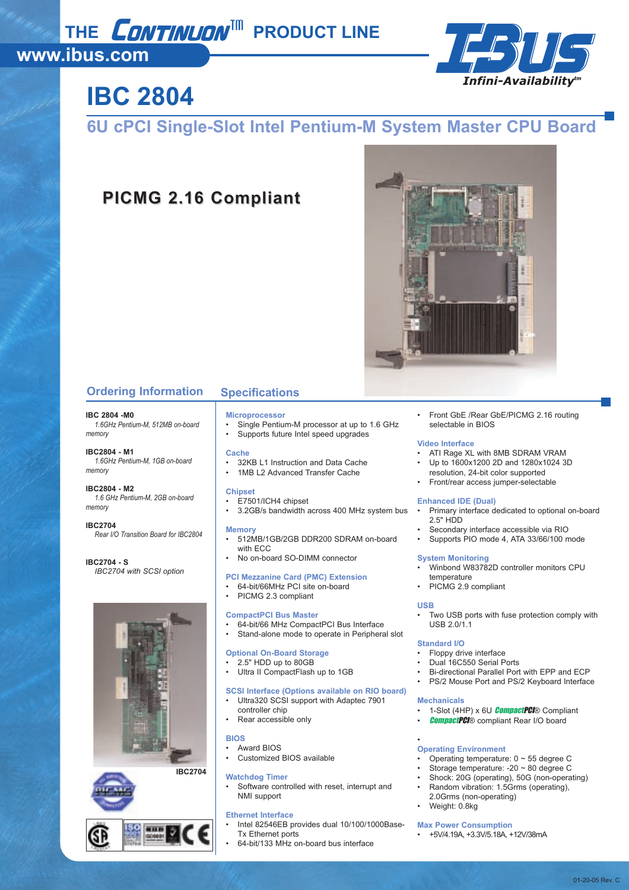# THE CONTINUON™ PRODUCT LINE

www.ibus.com

I-BUS Infini-Availability™

# IBC 2804

## 6U cPCI Single-Slot Intel Pentium-M System Master CPU Board

**PICMG 2.16 Compliant**

## Ordering Information

**IBC 2804 -M0**
*1.6GHz Pentium-M, 512MB on-board memory*

**IBC2804 - M1**
*1.6GHz Pentium-M, 1GB on-board memory*

**IBC2804 - M2**
*1.6 GHz Pentium-M, 2GB on-board memory*

**IBC2704**
*Rear I/O Transition Board for IBC2804*

**IBC2704 - S**
*IBC2704 with SCSI option*

IBC2704

## Specifications

### Microprocessor
- Single Pentium-M processor at up to 1.6 GHz
- Supports future Intel speed upgrades

### Cache
- 32KB L1 Instruction and Data Cache
- 1MB L2 Advanced Transfer Cache

### Chipset
- E7501/ICH4 chipset
- 3.2GB/s bandwidth across 400 MHz system bus

### Memory
- 512MB/1GB/2GB DDR200 SDRAM on-board with ECC
- No on-board SO-DIMM connector

### PCI Mezzanine Card (PMC) Extension
- 64-bit/66MHz PCI site on-board
- PICMG 2.3 compliant

### CompactPCI Bus Master
- 64-bit/66 MHz CompactPCI Bus Interface
- Stand-alone mode to operate in Peripheral slot

### Optional On-Board Storage
- 2.5" HDD up to 80GB
- Ultra II CompactFlash up to 1GB

### SCSI Interface (Options available on RIO board)
- Ultra320 SCSI support with Adaptec 7901 controller chip
- Rear accessible only

### BIOS
- Award BIOS
- Customized BIOS available

### Watchdog Timer
- Software controlled with reset, interrupt and NMI support

### Ethernet Interface
- Intel 82546EB provides dual 10/100/1000Base-Tx Ethernet ports
- 64-bit/133 MHz on-board bus interface
- Front GbE /Rear GbE/PICMG 2.16 routing selectable in BIOS

### Video Interface
- ATI Rage XL with 8MB SDRAM VRAM
- Up to 1600x1200 2D and 1280x1024 3D resolution, 24-bit color supported
- Front/rear access jumper-selectable

### Enhanced IDE (Dual)
- Primary interface dedicated to optional on-board 2.5" HDD
- Secondary interface accessible via RIO
- Supports PIO mode 4, ATA 33/66/100 mode

### System Monitoring
- Winbond W83782D controller monitors CPU temperature
- PICMG 2.9 compliant

### USB
- Two USB ports with fuse protection comply with USB 2.0/1.1

### Standard I/O
- Floppy drive interface
- Dual 16C550 Serial Ports
- Bi-directional Parallel Port with EPP and ECP
- PS/2 Mouse Port and PS/2 Keyboard Interface

### Mechanicals
- 1-Slot (4HP) x 6U CompactPCI® Compliant
- CompactPCI® compliant Rear I/O board

### Operating Environment
- Operating temperature: 0 ~ 55 degree C
- Storage temperature: -20 ~ 80 degree C
- Shock: 20G (operating), 50G (non-operating)
- Random vibration: 1.5Grms (operating), 2.0Grms (non-operating)
- Weight: 0.8kg

### Max Power Consumption
- +5V/4.19A, +3.3V/5.18A, +12V/38mA

01-20-05 Rev. C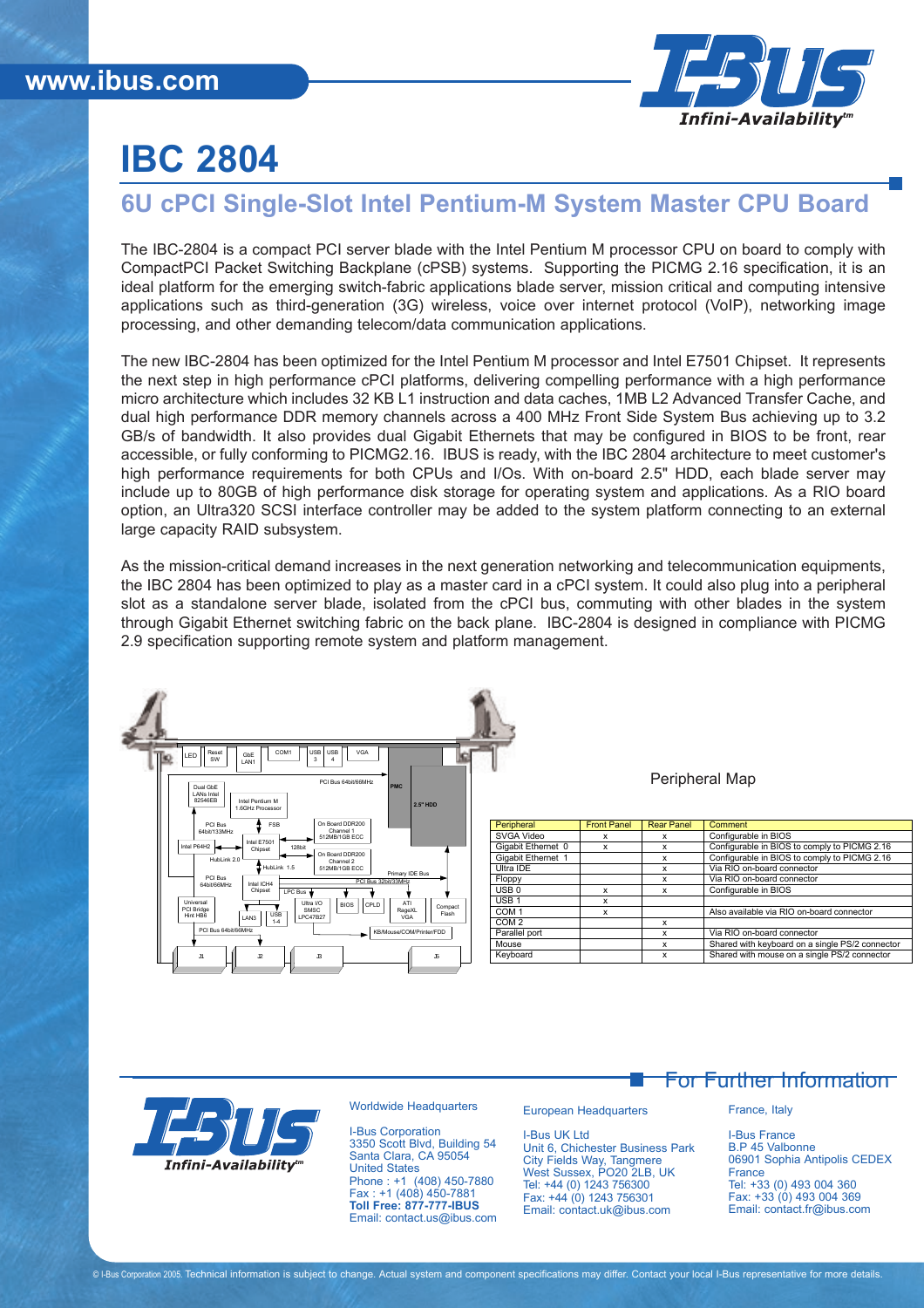# IBC 2804

## 6U cPCI Single-Slot Intel Pentium-M System Master CPU Board

The IBC-2804 is a compact PCI server blade with the Intel Pentium M processor CPU on board to comply with CompactPCI Packet Switching Backplane (cPSB) systems. Supporting the PICMG 2.16 specification, it is an ideal platform for the emerging switch-fabric applications blade server, mission critical and computing intensive applications such as third-generation (3G) wireless, voice over internet protocol (VoIP), networking image processing, and other demanding telecom/data communication applications.

The new IBC-2804 has been optimized for the Intel Pentium M processor and Intel E7501 Chipset. It represents the next step in high performance cPCI platforms, delivering compelling performance with a high performance micro architecture which includes 32 KB L1 instruction and data caches, 1MB L2 Advanced Transfer Cache, and dual high performance DDR memory channels across a 400 MHz Front Side System Bus achieving up to 3.2 GB/s of bandwidth. It also provides dual Gigabit Ethernets that may be configured in BIOS to be front, rear accessible, or fully conforming to PICMG2.16. IBUS is ready, with the IBC 2804 architecture to meet customer's high performance requirements for both CPUs and I/Os. With on-board 2.5" HDD, each blade server may include up to 80GB of high performance disk storage for operating system and applications. As a RIO board option, an Ultra320 SCSI interface controller may be added to the system platform connecting to an external large capacity RAID subsystem.

As the mission-critical demand increases in the next generation networking and telecommunication equipments, the IBC 2804 has been optimized to play as a master card in a cPCI system. It could also plug into a peripheral slot as a standalone server blade, isolated from the cPCI bus, commuting with other blades in the system through Gigabit Ethernet switching fabric on the back plane. IBC-2804 is designed in compliance with PICMG 2.9 specification supporting remote system and platform management.

LED, Reset SW, GbE LAN1, COM1, USB 3, USB 4, VGA
PCI Bus 64bit/66MHz, PMC, 2.5" HDD
Dual GbE LANs Intel 82546EB, Intel Pentium M 1.6GHz Processor
PCI Bus 64bit/133MHz, FSB, On Board DDR200 Channel 1 512MB/1GB ECC
Intel P64H2, Intel E7501 Chipset, 128bit, On Board DDR200 Channel 2 512MB/1GB ECC
HubLink 2.0, HubLink 1.5, Primary IDE Bus
PCI Bus 64bit/66MHz, Intel ICH4 Chipset, PCI Bus 32bit/33MHz, LPC Bus
Universal PCI Bridge Hint HB6, LAN3, USB 1-4, Ultra I/O SMSC LPC47B27, BIOS, CPLD, ATI RageXL VGA, Compact Flash
PCI Bus 64bit/66MHz, KB/Mouse/COM/Printer/FDD
J1, J2, J3, J5

### Peripheral Map

| Peripheral | Front Panel | Rear Panel | Comment |
|---|---|---|---|
| SVGA Video | x | x | Configurable in BIOS |
| Gigabit Ethernet 0 | x | x | Configurable in BIOS to comply to PICMG 2.16 |
| Gigabit Ethernet 1 | | x | Configurable in BIOS to comply to PICMG 2.16 |
| Ultra IDE | | x | Via RIO on-board connector |
| Floppy | | x | Via RIO on-board connector |
| USB 0 | x | x | Configurable in BIOS |
| USB 1 | x | | |
| COM 1 | x | | Also available via RIO on-board connector |
| COM 2 | | x | |
| Parallel port | | x | Via RIO on-board connector |
| Mouse | | x | Shared with keyboard on a single PS/2 connector |
| Keyboard | | x | Shared with mouse on a single PS/2 connector |

## For Further Information

I-BUS Infini-Availability™

**Worldwide Headquarters**

I-Bus Corporation
3350 Scott Blvd, Building 54
Santa Clara, CA 95054
United States
Phone : +1 (408) 450-7880
Fax : +1 (408) 450-7881
**Toll Free: 877-777-IBUS**
Email: contact.us@ibus.com

**European Headquarters**

I-Bus UK Ltd
Unit 6, Chichester Business Park
City Fields Way, Tangmere
West Sussex, PO20 2LB, UK
Tel: +44 (0) 1243 756300
Fax: +44 (0) 1243 756301
Email: contact.uk@ibus.com

**France, Italy**

I-Bus France
B.P 45 Valbonne
06901 Sophia Antipolis CEDEX
France
Tel: +33 (0) 493 004 360
Fax: +33 (0) 493 004 369
Email: contact.fr@ibus.com

© I-Bus Corporation 2005. Technical information is subject to change. Actual system and component specifications may differ. Contact your local I-Bus representative for more details.